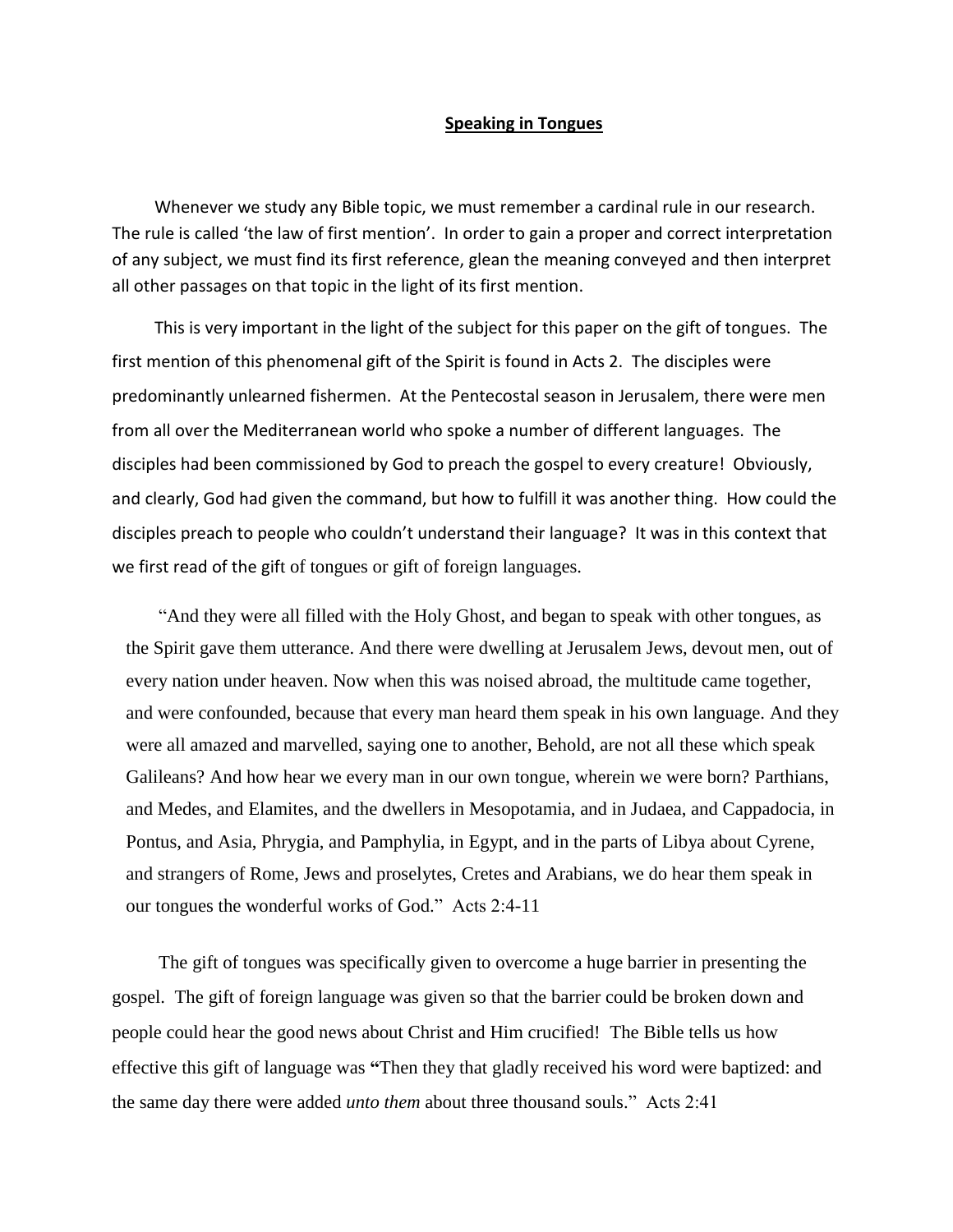**Speaking in Tongues**

Whenever we study any Bible topic, we must remember a cardinal rule in our research. The rule is called 'the law of first mention'. In order to gain a proper and correct interpretation of any subject, we must find its first reference, glean the meaning conveyed and then interpret all other passages on that topic in the light of its first mention.

This is very important in the light of the subject for this paper on the gift of tongues. The first mention of this phenomenal gift of the Spirit is found in Acts 2. The disciples were predominantly unlearned fishermen. At the Pentecostal season in Jerusalem, there were men from all over the Mediterranean world who spoke a number of different languages. The disciples had been commissioned by God to preach the gospel to every creature! Obviously, and clearly, God had given the command, but how to fulfill it was another thing. How could the disciples preach to people who couldn't understand their language? It was in this context that we first read of the gift of tongues or gift of foreign languages.

> "And they were all filled with the Holy Ghost, and began to speak with other tongues, as the Spirit gave them utterance. And there were dwelling at Jerusalem Jews, devout men, out of every nation under heaven. Now when this was noised abroad, the multitude came together, and were confounded, because that every man heard them speak in his own language. And they were all amazed and marvelled, saying one to another, Behold, are not all these which speak Galileans? And how hear we every man in our own tongue, wherein we were born? Parthians, and Medes, and Elamites, and the dwellers in Mesopotamia, and in Judaea, and Cappadocia, in Pontus, and Asia, Phrygia, and Pamphylia, in Egypt, and in the parts of Libya about Cyrene, and strangers of Rome, Jews and proselytes, Cretes and Arabians, we do hear them speak in our tongues the wonderful works of God." Acts 2:4-11

The gift of tongues was specifically given to overcome a huge barrier in presenting the gospel. The gift of foreign language was given so that the barrier could be broken down and people could hear the good news about Christ and Him crucified! The Bible tells us how effective this gift of language was **"**Then they that gladly received his word were baptized: and the same day there were added *unto them* about three thousand souls." Acts 2:41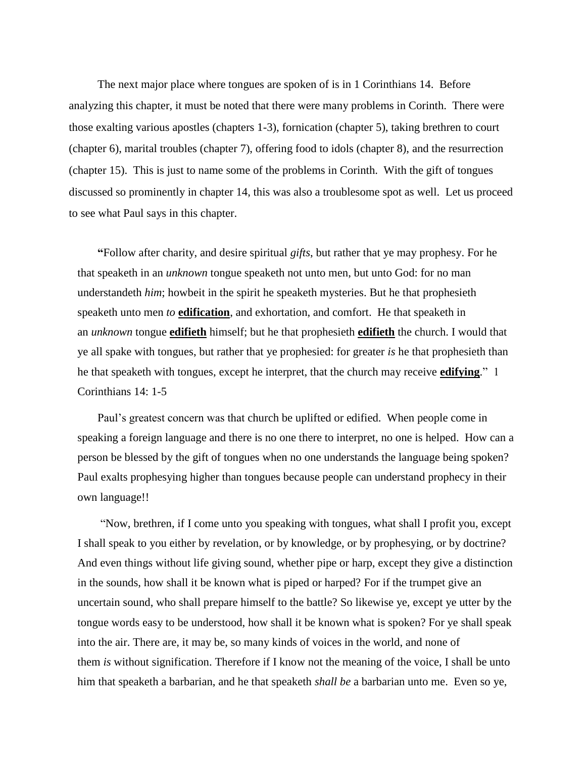The next major place where tongues are spoken of is in 1 Corinthians 14. Before analyzing this chapter, it must be noted that there were many problems in Corinth. There were those exalting various apostles (chapters 1-3), fornication (chapter 5), taking brethren to court (chapter 6), marital troubles (chapter 7), offering food to idols (chapter 8), and the resurrection (chapter 15). This is just to name some of the problems in Corinth. With the gift of tongues discussed so prominently in chapter 14, this was also a troublesome spot as well. Let us proceed to see what Paul says in this chapter.

> "Follow after charity, and desire spiritual *gifts*, but rather that ye may prophesy. For he that speaketh in an *unknown* tongue speaketh not unto men, but unto God: for no man understandeth *him*; howbeit in the spirit he speaketh mysteries. But he that prophesieth speaketh unto men *to* **edification**, and exhortation, and comfort. He that speaketh in an *unknown* tongue **edifieth** himself; but he that prophesieth **edifieth** the church. I would that ye all spake with tongues, but rather that ye prophesied: for greater *is* he that prophesieth than he that speaketh with tongues, except he interpret, that the church may receive **edifying**." 1 Corinthians 14: 1-5
>
> Paul's greatest concern was that church be uplifted or edified. When people come in speaking a foreign language and there is no one there to interpret, no one is helped. How can a person be blessed by the gift of tongues when no one understands the language being spoken? Paul exalts prophesying higher than tongues because people can understand prophecy in their own language!!
>
> "Now, brethren, if I come unto you speaking with tongues, what shall I profit you, except I shall speak to you either by revelation, or by knowledge, or by prophesying, or by doctrine? And even things without life giving sound, whether pipe or harp, except they give a distinction in the sounds, how shall it be known what is piped or harped? For if the trumpet give an uncertain sound, who shall prepare himself to the battle? So likewise ye, except ye utter by the tongue words easy to be understood, how shall it be known what is spoken? For ye shall speak into the air. There are, it may be, so many kinds of voices in the world, and none of them *is* without signification. Therefore if I know not the meaning of the voice, I shall be unto him that speaketh a barbarian, and he that speaketh *shall be* a barbarian unto me. Even so ye,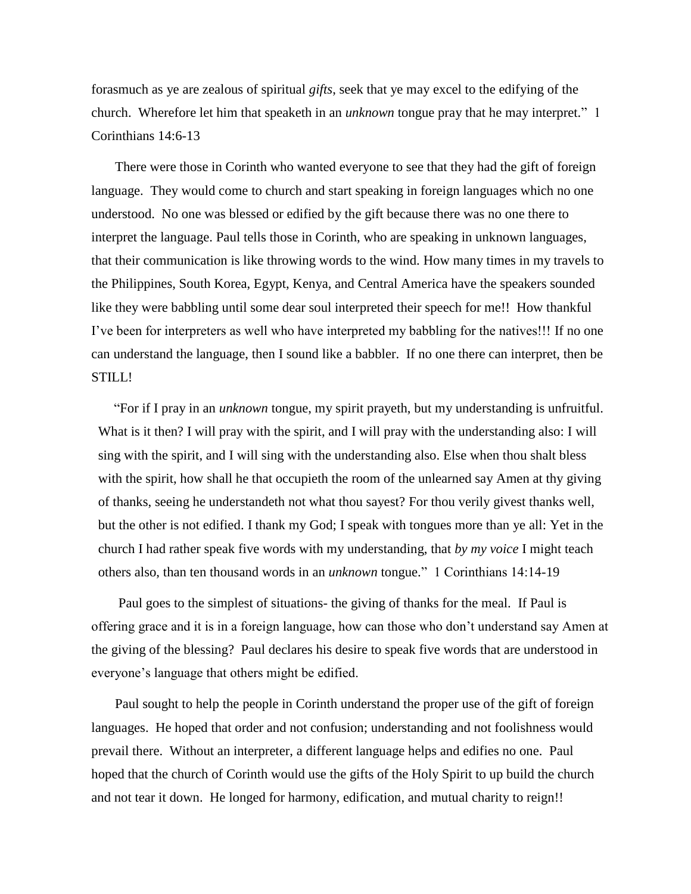forasmuch as ye are zealous of spiritual *gifts*, seek that ye may excel to the edifying of the church. Wherefore let him that speaketh in an *unknown* tongue pray that he may interpret." 1 Corinthians 14:6-13

There were those in Corinth who wanted everyone to see that they had the gift of foreign language. They would come to church and start speaking in foreign languages which no one understood. No one was blessed or edified by the gift because there was no one there to interpret the language. Paul tells those in Corinth, who are speaking in unknown languages, that their communication is like throwing words to the wind. How many times in my travels to the Philippines, South Korea, Egypt, Kenya, and Central America have the speakers sounded like they were babbling until some dear soul interpreted their speech for me!! How thankful I've been for interpreters as well who have interpreted my babbling for the natives!!! If no one can understand the language, then I sound like a babbler. If no one there can interpret, then be STILL!

> "For if I pray in an *unknown* tongue, my spirit prayeth, but my understanding is unfruitful. What is it then? I will pray with the spirit, and I will pray with the understanding also: I will sing with the spirit, and I will sing with the understanding also. Else when thou shalt bless with the spirit, how shall he that occupieth the room of the unlearned say Amen at thy giving of thanks, seeing he understandeth not what thou sayest? For thou verily givest thanks well, but the other is not edified. I thank my God; I speak with tongues more than ye all: Yet in the church I had rather speak five words with my understanding, that *by my voice* I might teach others also, than ten thousand words in an *unknown* tongue." 1 Corinthians 14:14-19

Paul goes to the simplest of situations- the giving of thanks for the meal. If Paul is offering grace and it is in a foreign language, how can those who don't understand say Amen at the giving of the blessing? Paul declares his desire to speak five words that are understood in everyone's language that others might be edified.

Paul sought to help the people in Corinth understand the proper use of the gift of foreign languages. He hoped that order and not confusion; understanding and not foolishness would prevail there. Without an interpreter, a different language helps and edifies no one. Paul hoped that the church of Corinth would use the gifts of the Holy Spirit to up build the church and not tear it down. He longed for harmony, edification, and mutual charity to reign!!